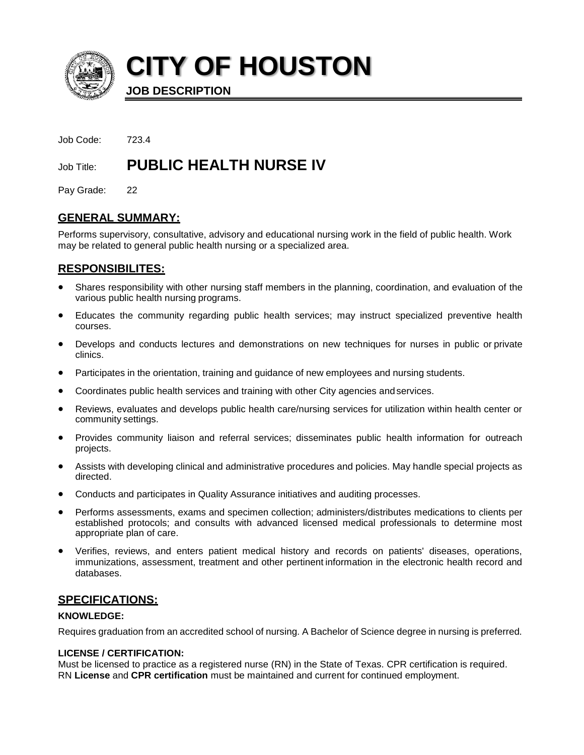# CITY OF HOUSTON

**JOB DESCRIPTION**

Job Code: 723.4

Job Title: **PUBLIC HEALTH NURSE IV**

Pay Grade: 22

## GENERAL SUMMARY:

Performs supervisory, consultative, advisory and educational nursing work in the field of public health. Work may be related to general public health nursing or a specialized area.

## RESPONSIBILITES:

- Shares responsibility with other nursing staff members in the planning, coordination, and evaluation of the various public health nursing programs.
- Educates the community regarding public health services; may instruct specialized preventive health courses.
- Develops and conducts lectures and demonstrations on new techniques for nurses in public or private clinics.
- Participates in the orientation, training and guidance of new employees and nursing students.
- Coordinates public health services and training with other City agencies and services.
- Reviews, evaluates and develops public health care/nursing services for utilization within health center or community settings.
- Provides community liaison and referral services; disseminates public health information for outreach projects.
- Assists with developing clinical and administrative procedures and policies. May handle special projects as directed.
- Conducts and participates in Quality Assurance initiatives and auditing processes.
- Performs assessments, exams and specimen collection; administers/distributes medications to clients per established protocols; and consults with advanced licensed medical professionals to determine most appropriate plan of care.
- Verifies, reviews, and enters patient medical history and records on patients' diseases, operations, immunizations, assessment, treatment and other pertinent information in the electronic health record and databases.

## SPECIFICATIONS:

**KNOWLEDGE:**

Requires graduation from an accredited school of nursing. A Bachelor of Science degree in nursing is preferred.

**LICENSE / CERTIFICATION:**

Must be licensed to practice as a registered nurse (RN) in the State of Texas. CPR certification is required. RN **License** and **CPR certification** must be maintained and current for continued employment.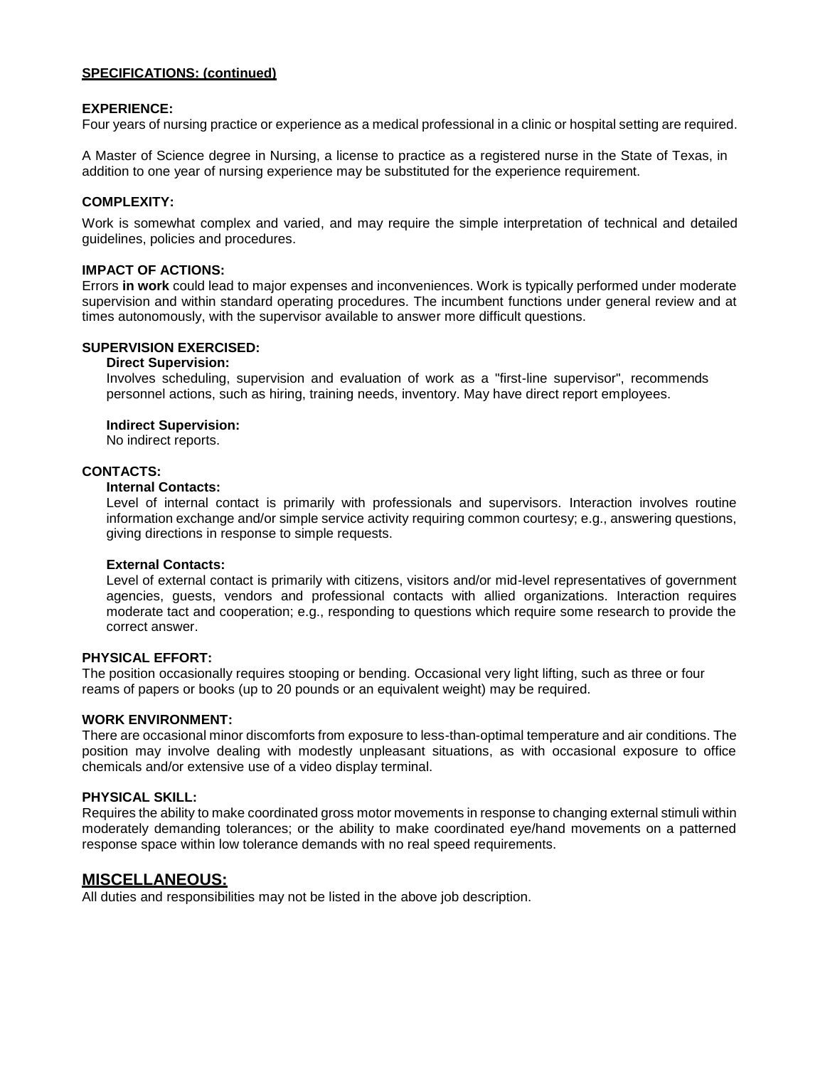**SPECIFICATIONS: (continued)**

**EXPERIENCE:**
Four years of nursing practice or experience as a medical professional in a clinic or hospital setting are required.

A Master of Science degree in Nursing, a license to practice as a registered nurse in the State of Texas, in addition to one year of nursing experience may be substituted for the experience requirement.

**COMPLEXITY:**

Work is somewhat complex and varied, and may require the simple interpretation of technical and detailed guidelines, policies and procedures.

**IMPACT OF ACTIONS:**
Errors **in work** could lead to major expenses and inconveniences. Work is typically performed under moderate supervision and within standard operating procedures. The incumbent functions under general review and at times autonomously, with the supervisor available to answer more difficult questions.

**SUPERVISION EXERCISED:**

**Direct Supervision:**
Involves scheduling, supervision and evaluation of work as a "first-line supervisor", recommends personnel actions, such as hiring, training needs, inventory. May have direct report employees.

**Indirect Supervision:**
No indirect reports.

**CONTACTS:**

**Internal Contacts:**
Level of internal contact is primarily with professionals and supervisors. Interaction involves routine information exchange and/or simple service activity requiring common courtesy; e.g., answering questions, giving directions in response to simple requests.

**External Contacts:**
Level of external contact is primarily with citizens, visitors and/or mid-level representatives of government agencies, guests, vendors and professional contacts with allied organizations. Interaction requires moderate tact and cooperation; e.g., responding to questions which require some research to provide the correct answer.

**PHYSICAL EFFORT:**
The position occasionally requires stooping or bending. Occasional very light lifting, such as three or four reams of papers or books (up to 20 pounds or an equivalent weight) may be required.

**WORK ENVIRONMENT:**
There are occasional minor discomforts from exposure to less-than-optimal temperature and air conditions. The position may involve dealing with modestly unpleasant situations, as with occasional exposure to office chemicals and/or extensive use of a video display terminal.

**PHYSICAL SKILL:**
Requires the ability to make coordinated gross motor movements in response to changing external stimuli within moderately demanding tolerances; or the ability to make coordinated eye/hand movements on a patterned response space within low tolerance demands with no real speed requirements.

## MISCELLANEOUS:

All duties and responsibilities may not be listed in the above job description.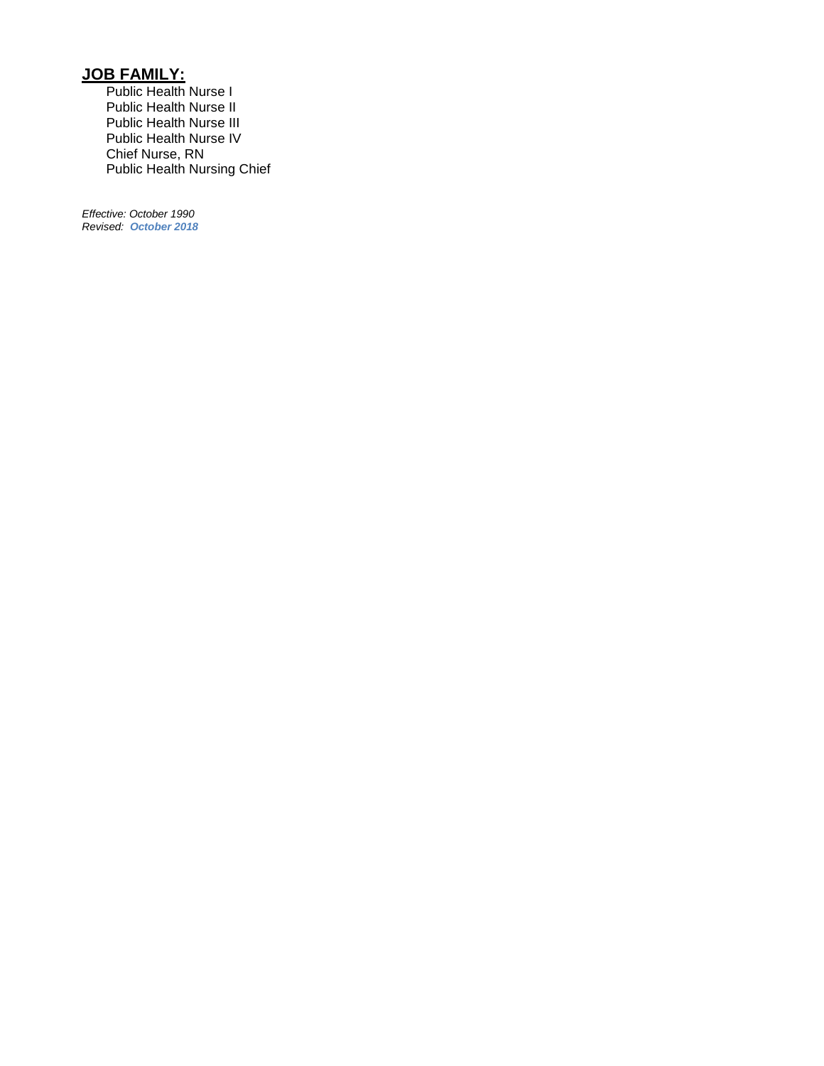**<u>JOB FAMILY:</u>**

Public Health Nurse I
Public Health Nurse II
Public Health Nurse III
Public Health Nurse IV
Chief Nurse, RN
Public Health Nursing Chief

*Effective: October 1990*
*Revised:* ***October 2018***